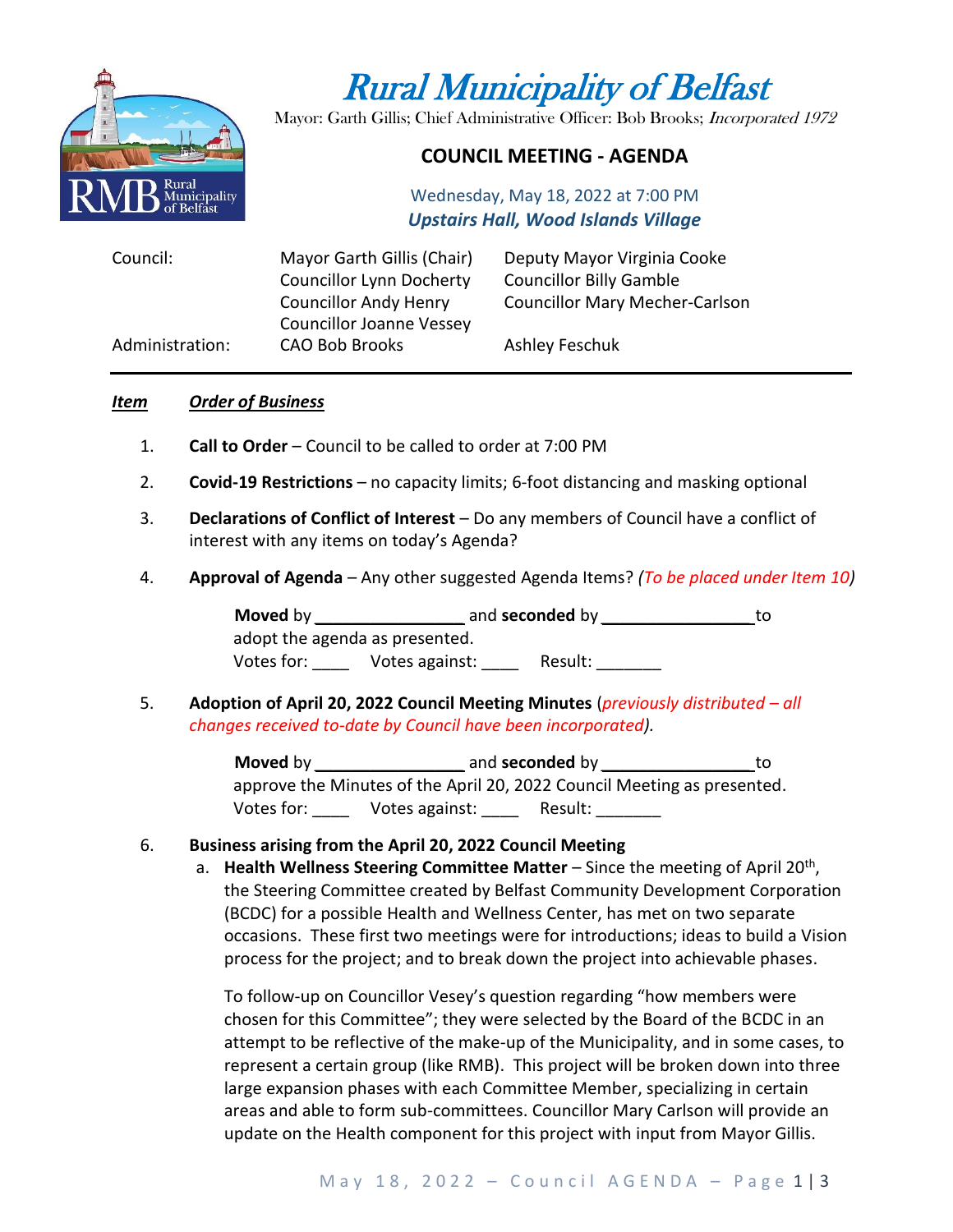# Rural Municipality of Belfast

Mayor: Garth Gillis; Chief Administrative Officer: Bob Brooks; *Incorporated 1972*

## COUNCIL MEETING - AGENDA

Wednesday, May 18, 2022 at 7:00 PM
***Upstairs Hall, Wood Islands Village***

| | | |
|---|---|---|
| Council: | Mayor Garth Gillis (Chair) | Deputy Mayor Virginia Cooke |
| | Councillor Lynn Docherty | Councillor Billy Gamble |
| | Councillor Andy Henry | Councillor Mary Mecher-Carlson |
| | Councillor Joanne Vessey | |
| Administration: | CAO Bob Brooks | Ashley Feschuk |

---

***Item*** ***Order of Business***

1. **Call to Order** – Council to be called to order at 7:00 PM

2. **Covid-19 Restrictions** – no capacity limits; 6-foot distancing and masking optional

3. **Declarations of Conflict of Interest** – Do any members of Council have a conflict of interest with any items on today's Agenda?

4. **Approval of Agenda** – Any other suggested Agenda Items? *(To be placed under Item 10)*

   **Moved** by ________________ and **seconded** by ________________ to adopt the agenda as presented.
   Votes for: ____ Votes against: ____ Result: _______

5. **Adoption of April 20, 2022 Council Meeting Minutes** (*previously distributed – all changes received to-date by Council have been incorporated*).

   **Moved** by ________________ and **seconded** by ________________ to approve the Minutes of the April 20, 2022 Council Meeting as presented.
   Votes for: ____ Votes against: ____ Result: _______

6. **Business arising from the April 20, 2022 Council Meeting**

   a. **Health Wellness Steering Committee Matter** – Since the meeting of April 20th, the Steering Committee created by Belfast Community Development Corporation (BCDC) for a possible Health and Wellness Center, has met on two separate occasions. These first two meetings were for introductions; ideas to build a Vision process for the project; and to break down the project into achievable phases.

      To follow-up on Councillor Vesey's question regarding "how members were chosen for this Committee"; they were selected by the Board of the BCDC in an attempt to be reflective of the make-up of the Municipality, and in some cases, to represent a certain group (like RMB). This project will be broken down into three large expansion phases with each Committee Member, specializing in certain areas and able to form sub-committees. Councillor Mary Carlson will provide an update on the Health component for this project with input from Mayor Gillis.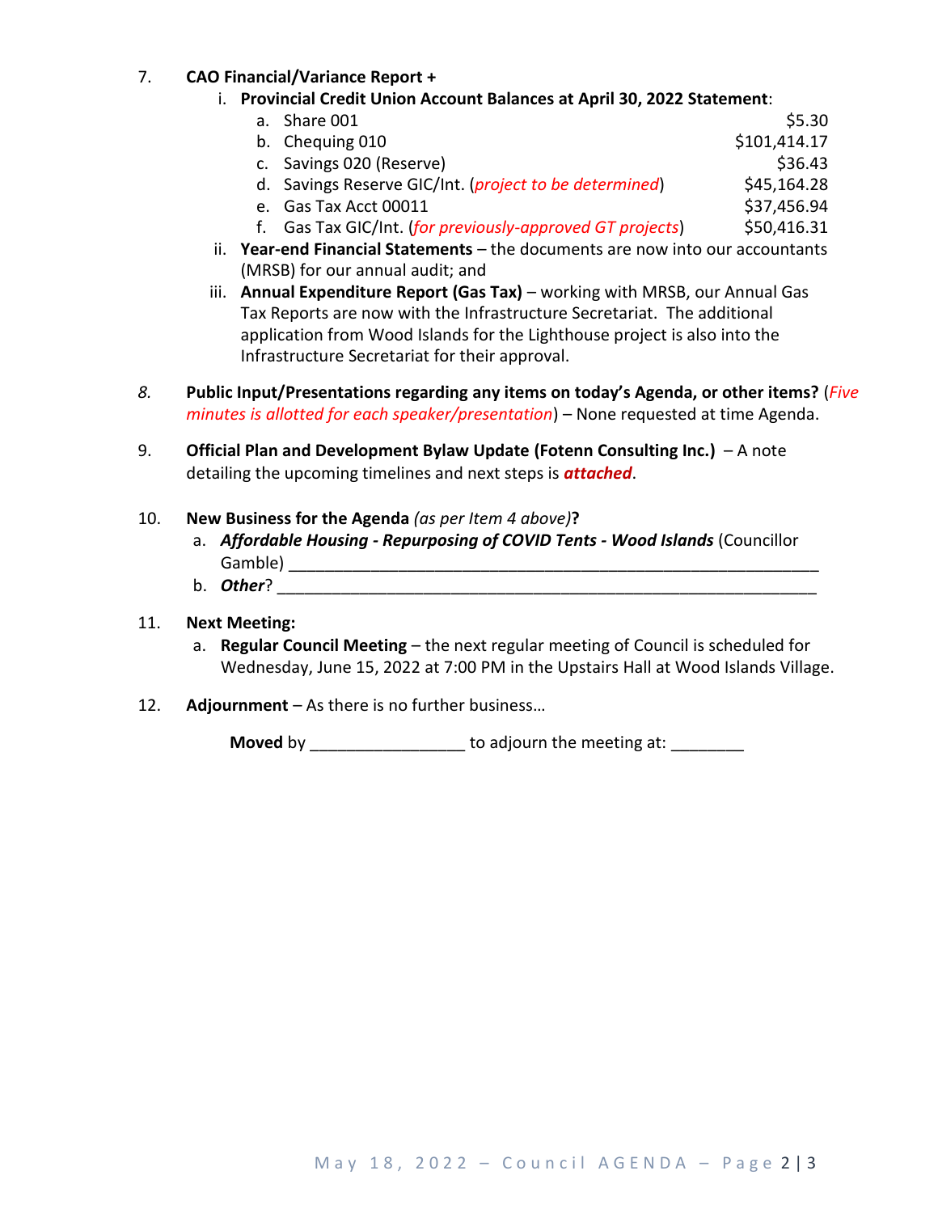7. **CAO Financial/Variance Report +**
   i. **Provincial Credit Union Account Balances at April 30, 2022 Statement**:
      a. Share 001 $5.30
      b. Chequing 010 $101,414.17
      c. Savings 020 (Reserve) $36.43
      d. Savings Reserve GIC/Int. (*project to be determined*) $45,164.28
      e. Gas Tax Acct 00011 $37,456.94
      f. Gas Tax GIC/Int. (*for previously-approved GT projects*) $50,416.31
   ii. **Year-end Financial Statements** – the documents are now into our accountants (MRSB) for our annual audit; and
   iii. **Annual Expenditure Report (Gas Tax)** – working with MRSB, our Annual Gas Tax Reports are now with the Infrastructure Secretariat. The additional application from Wood Islands for the Lighthouse project is also into the Infrastructure Secretariat for their approval.

*8.* **Public Input/Presentations regarding any items on today's Agenda, or other items?** (*Five minutes is allotted for each speaker/presentation*) – None requested at time Agenda.

9. **Official Plan and Development Bylaw Update (Fotenn Consulting Inc.)** – A note detailing the upcoming timelines and next steps is ***attached***.

10. **New Business for the Agenda** *(as per Item 4 above)***?**
    a. ***Affordable Housing - Repurposing of COVID Tents - Wood Islands*** (Councillor Gamble) ____________________________________________________________
    b. ***Other***? ____________________________________________________________

11. **Next Meeting:**
    a. **Regular Council Meeting** – the next regular meeting of Council is scheduled for Wednesday, June 15, 2022 at 7:00 PM in the Upstairs Hall at Wood Islands Village.

12. **Adjournment** – As there is no further business…

    **Moved** by ________________ to adjourn the meeting at: ________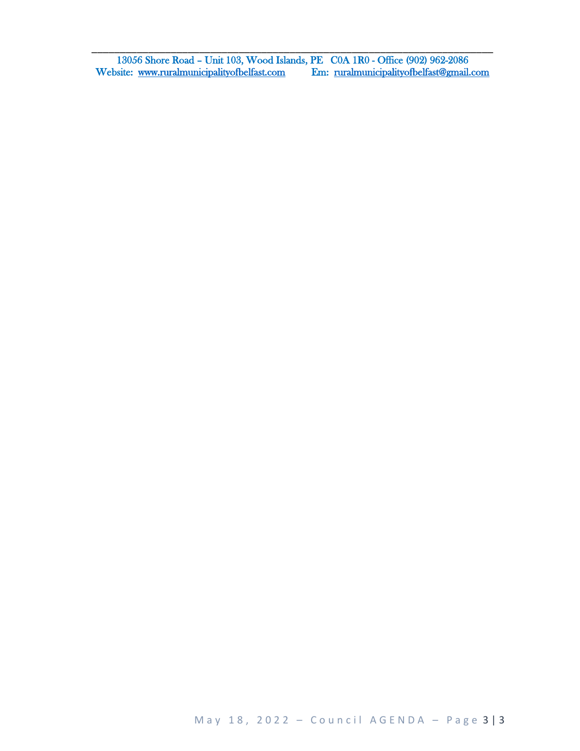13056 Shore Road – Unit 103, Wood Islands, PE C0A 1R0 - Office (902) 962-2086
Website: www.ruralmunicipalityofbelfast.com Em: ruralmunicipalityofbelfast@gmail.com